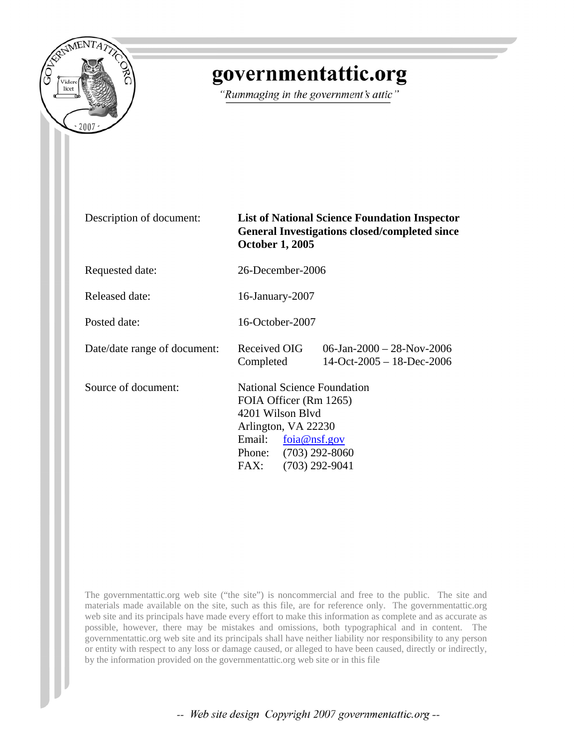# governmentattic.org

*"Rummaging in the government's attic"*

| | |
|---|---|
| Description of document: | **List of National Science Foundation Inspector General Investigations closed/completed since October 1, 2005** |
| Requested date: | 26-December-2006 |
| Released date: | 16-January-2007 |
| Posted date: | 16-October-2007 |
| Date/date range of document: | Received OIG 06-Jan-2000 – 28-Nov-2006<br>Completed 14-Oct-2005 – 18-Dec-2006 |
| Source of document: | National Science Foundation<br>FOIA Officer (Rm 1265)<br>4201 Wilson Blvd<br>Arlington, VA 22230<br>Email: foia@nsf.gov<br>Phone: (703) 292-8060<br>FAX: (703) 292-9041 |

The governmentattic.org web site ("the site") is noncommercial and free to the public. The site and materials made available on the site, such as this file, are for reference only. The governmentattic.org web site and its principals have made every effort to make this information as complete and as accurate as possible, however, there may be mistakes and omissions, both typographical and in content. The governmentattic.org web site and its principals shall have neither liability nor responsibility to any person or entity with respect to any loss or damage caused, or alleged to have been caused, directly or indirectly, by the information provided on the governmentattic.org web site or in this file

-- *Web site design Copyright 2007 governmentattic.org* --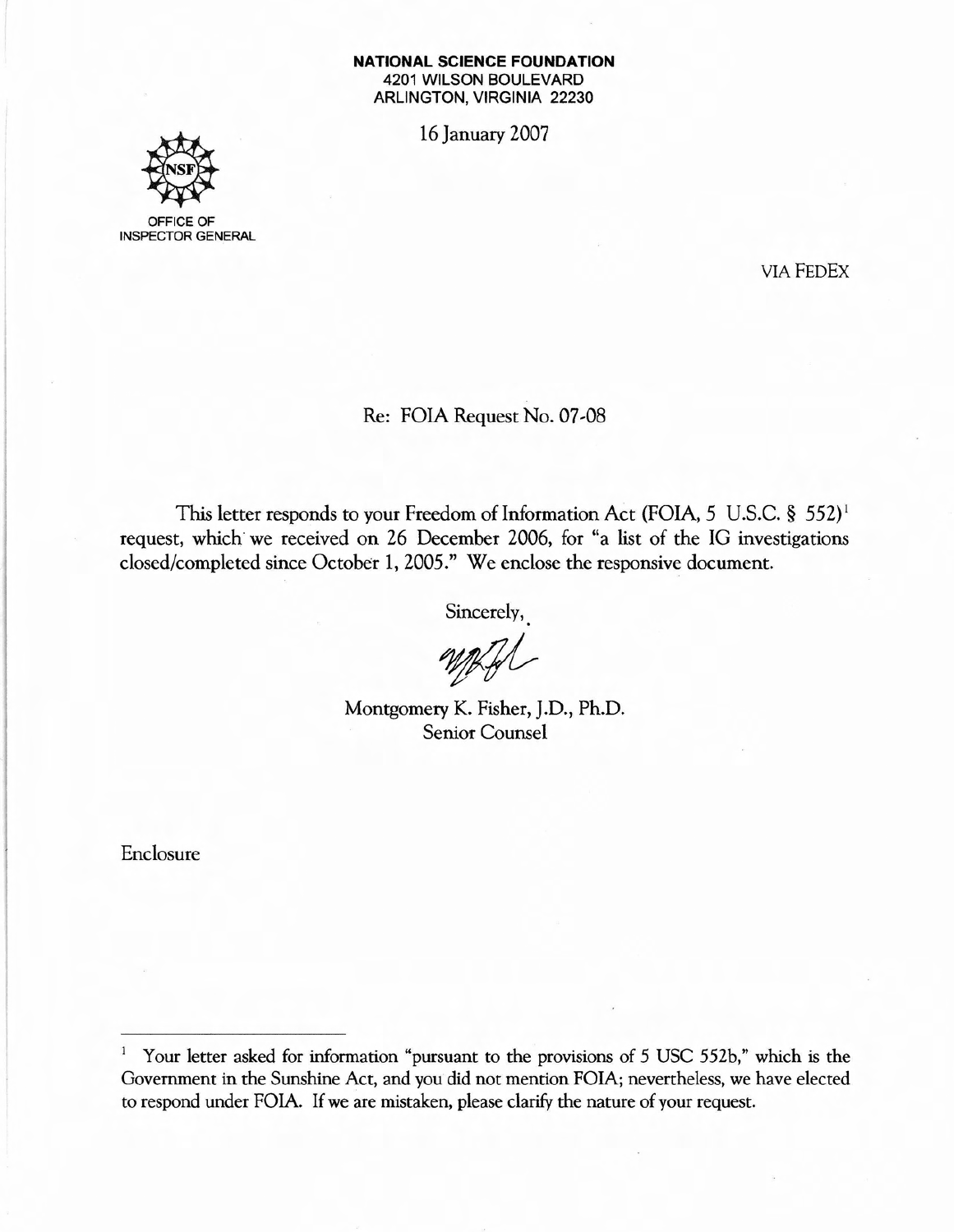**NATIONAL SCIENCE FOUNDATION**
4201 WILSON BOULEVARD
ARLINGTON, VIRGINIA 22230

16 January 2007

OFFICE OF
INSPECTOR GENERAL

VIA FEDEX

Re: FOIA Request No. 07-08

This letter responds to your Freedom of Information Act (FOIA, 5 U.S.C. § 552)[1] request, which we received on 26 December 2006, for "a list of the IG investigations closed/completed since October 1, 2005." We enclose the responsive document.

Sincerely,

Montgomery K. Fisher, J.D., Ph.D.
Senior Counsel

Enclosure

---

[1] Your letter asked for information "pursuant to the provisions of 5 USC 552b," which is the Government in the Sunshine Act, and you did not mention FOIA; nevertheless, we have elected to respond under FOIA. If we are mistaken, please clarify the nature of your request.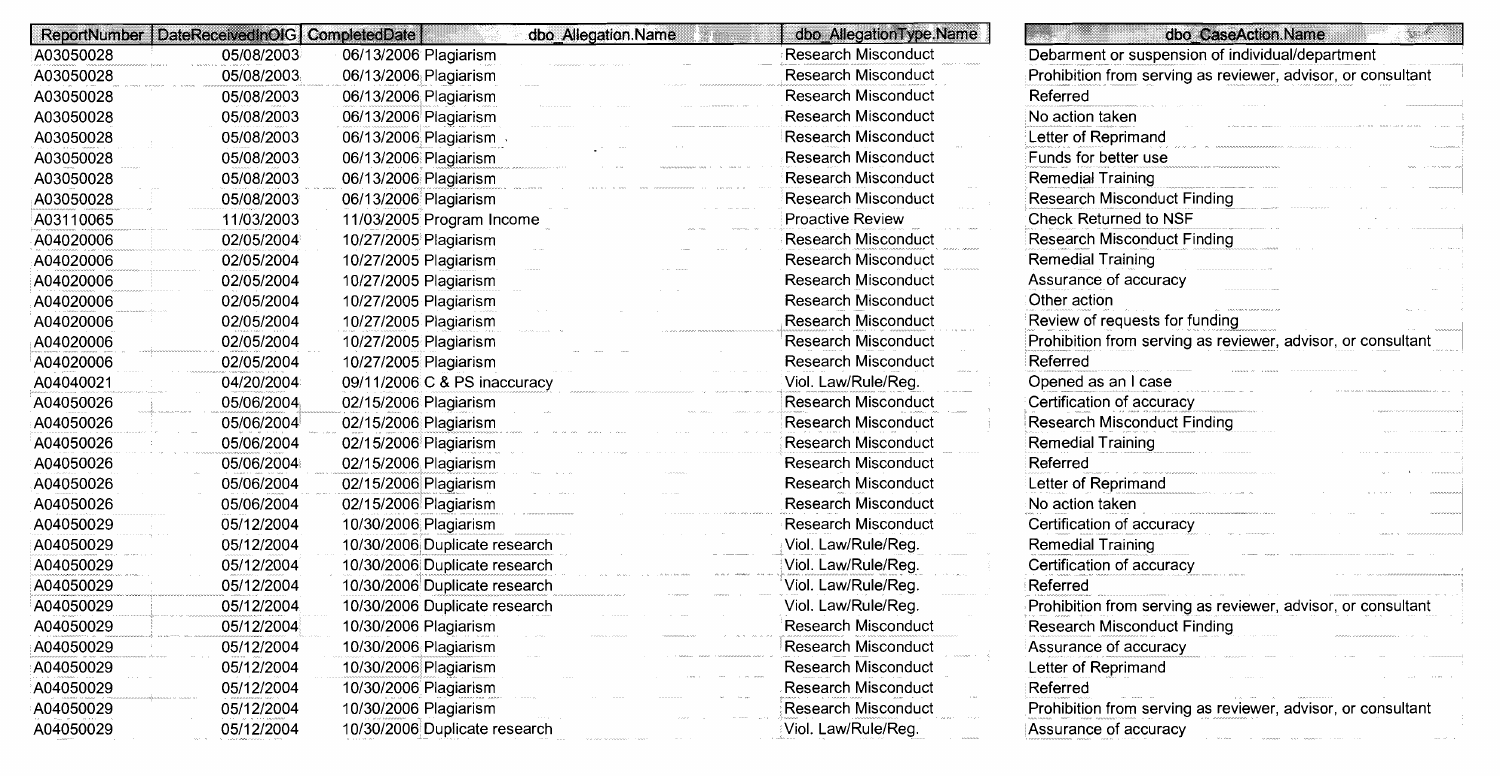| ReportNumber | DateReceivedInOIG | CompletedDate | dbo_Allegation.Name | dbo_AllegationType.Name | dbo_CaseAction.Name |
|---|---|---|---|---|---|
| A03050028 | 05/08/2003 | 06/13/2006 | Plagiarism | Research Misconduct | Debarment or suspension of individual/department |
| A03050028 | 05/08/2003 | 06/13/2006 | Plagiarism | Research Misconduct | Prohibition from serving as reviewer, advisor, or consultant |
| A03050028 | 05/08/2003 | 06/13/2006 | Plagiarism | Research Misconduct | Referred |
| A03050028 | 05/08/2003 | 06/13/2006 | Plagiarism | Research Misconduct | No action taken |
| A03050028 | 05/08/2003 | 06/13/2006 | Plagiarism | Research Misconduct | Letter of Reprimand |
| A03050028 | 05/08/2003 | 06/13/2006 | Plagiarism | Research Misconduct | Funds for better use |
| A03050028 | 05/08/2003 | 06/13/2006 | Plagiarism | Research Misconduct | Remedial Training |
| A03050028 | 05/08/2003 | 06/13/2006 | Plagiarism | Research Misconduct | Research Misconduct Finding |
| A03110065 | 11/03/2003 | 11/03/2005 | Program Income | Proactive Review | Check Returned to NSF |
| A04020006 | 02/05/2004 | 10/27/2005 | Plagiarism | Research Misconduct | Research Misconduct Finding |
| A04020006 | 02/05/2004 | 10/27/2005 | Plagiarism | Research Misconduct | Remedial Training |
| A04020006 | 02/05/2004 | 10/27/2005 | Plagiarism | Research Misconduct | Assurance of accuracy |
| A04020006 | 02/05/2004 | 10/27/2005 | Plagiarism | Research Misconduct | Other action |
| A04020006 | 02/05/2004 | 10/27/2005 | Plagiarism | Research Misconduct | Review of requests for funding |
| A04020006 | 02/05/2004 | 10/27/2005 | Plagiarism | Research Misconduct | Prohibition from serving as reviewer, advisor, or consultant |
| A04020006 | 02/05/2004 | 10/27/2005 | Plagiarism | Research Misconduct | Referred |
| A04040021 | 04/20/2004 | 09/11/2006 | C & PS inaccuracy | Viol. Law/Rule/Reg. | Opened as an I case |
| A04050026 | 05/06/2004 | 02/15/2006 | Plagiarism | Research Misconduct | Certification of accuracy |
| A04050026 | 05/06/2004 | 02/15/2006 | Plagiarism | Research Misconduct | Research Misconduct Finding |
| A04050026 | 05/06/2004 | 02/15/2006 | Plagiarism | Research Misconduct | Remedial Training |
| A04050026 | 05/06/2004 | 02/15/2006 | Plagiarism | Research Misconduct | Referred |
| A04050026 | 05/06/2004 | 02/15/2006 | Plagiarism | Research Misconduct | Letter of Reprimand |
| A04050026 | 05/06/2004 | 02/15/2006 | Plagiarism | Research Misconduct | No action taken |
| A04050029 | 05/12/2004 | 10/30/2006 | Plagiarism | Research Misconduct | Certification of accuracy |
| A04050029 | 05/12/2004 | 10/30/2006 | Duplicate research | Viol. Law/Rule/Reg. | Remedial Training |
| A04050029 | 05/12/2004 | 10/30/2006 | Duplicate research | Viol. Law/Rule/Reg. | Certification of accuracy |
| A04050029 | 05/12/2004 | 10/30/2006 | Duplicate research | Viol. Law/Rule/Reg. | Referred |
| A04050029 | 05/12/2004 | 10/30/2006 | Duplicate research | Viol. Law/Rule/Reg. | Prohibition from serving as reviewer, advisor, or consultant |
| A04050029 | 05/12/2004 | 10/30/2006 | Plagiarism | Research Misconduct | Research Misconduct Finding |
| A04050029 | 05/12/2004 | 10/30/2006 | Plagiarism | Research Misconduct | Assurance of accuracy |
| A04050029 | 05/12/2004 | 10/30/2006 | Plagiarism | Research Misconduct | Letter of Reprimand |
| A04050029 | 05/12/2004 | 10/30/2006 | Plagiarism | Research Misconduct | Referred |
| A04050029 | 05/12/2004 | 10/30/2006 | Plagiarism | Research Misconduct | Prohibition from serving as reviewer, advisor, or consultant |
| A04050029 | 05/12/2004 | 10/30/2006 | Duplicate research | Viol. Law/Rule/Reg. | Assurance of accuracy |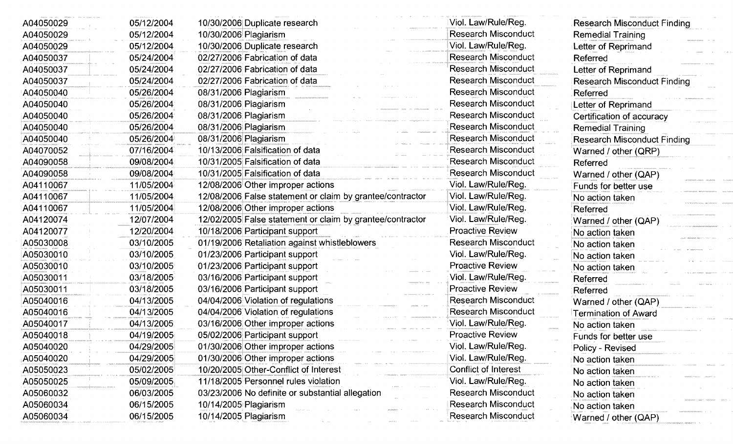| | | | | | |
|---|---|---|---|---|---|
| A04050029 | 05/12/2004 | 10/30/2006 | Duplicate research | Viol. Law/Rule/Reg. | Research Misconduct Finding |
| A04050029 | 05/12/2004 | 10/30/2006 | Plagiarism | Research Misconduct | Remedial Training |
| A04050029 | 05/12/2004 | 10/30/2006 | Duplicate research | Viol. Law/Rule/Reg. | Letter of Reprimand |
| A04050037 | 05/24/2004 | 02/27/2006 | Fabrication of data | Research Misconduct | Referred |
| A04050037 | 05/24/2004 | 02/27/2006 | Fabrication of data | Research Misconduct | Letter of Reprimand |
| A04050037 | 05/24/2004 | 02/27/2006 | Fabrication of data | Research Misconduct | Research Misconduct Finding |
| A04050040 | 05/26/2004 | 08/31/2006 | Plagiarism | Research Misconduct | Referred |
| A04050040 | 05/26/2004 | 08/31/2006 | Plagiarism | Research Misconduct | Letter of Reprimand |
| A04050040 | 05/26/2004 | 08/31/2006 | Plagiarism | Research Misconduct | Certification of accuracy |
| A04050040 | 05/26/2004 | 08/31/2006 | Plagiarism | Research Misconduct | Remedial Training |
| A04050040 | 05/26/2004 | 08/31/2006 | Plagiarism | Research Misconduct | Research Misconduct Finding |
| A04070052 | 07/16/2004 | 10/13/2006 | Falsification of data | Research Misconduct | Warned / other (QRP) |
| A04090058 | 09/08/2004 | 10/31/2005 | Falsification of data | Research Misconduct | Referred |
| A04090058 | 09/08/2004 | 10/31/2005 | Falsification of data | Research Misconduct | Warned / other (QAP) |
| A04110067 | 11/05/2004 | 12/08/2006 | Other improper actions | Viol. Law/Rule/Reg. | Funds for better use |
| A04110067 | 11/05/2004 | 12/08/2006 | False statement or claim by grantee/contractor | Viol. Law/Rule/Reg. | No action taken |
| A04110067 | 11/05/2004 | 12/08/2006 | Other improper actions | Viol. Law/Rule/Reg. | Referred |
| A04120074 | 12/07/2004 | 12/02/2005 | False statement or claim by grantee/contractor | Viol. Law/Rule/Reg. | Warned / other (QAP) |
| A04120077 | 12/20/2004 | 10/18/2006 | Participant support | Proactive Review | No action taken |
| A05030008 | 03/10/2005 | 01/19/2006 | Retaliation against whistleblowers | Research Misconduct | No action taken |
| A05030010 | 03/10/2005 | 01/23/2006 | Participant support | Viol. Law/Rule/Reg. | No action taken |
| A05030010 | 03/10/2005 | 01/23/2006 | Participant support | Proactive Review | No action taken |
| A05030011 | 03/18/2005 | 03/16/2006 | Participant support | Viol. Law/Rule/Reg. | Referred |
| A05030011 | 03/18/2005 | 03/16/2006 | Participant support | Proactive Review | Referred |
| A05040016 | 04/13/2005 | 04/04/2006 | Violation of regulations | Research Misconduct | Warned / other (QAP) |
| A05040016 | 04/13/2005 | 04/04/2006 | Violation of regulations | Research Misconduct | Termination of Award |
| A05040017 | 04/13/2005 | 03/16/2006 | Other improper actions | Viol. Law/Rule/Reg. | No action taken |
| A05040018 | 04/19/2005 | 05/02/2006 | Participant support | Proactive Review | Funds for better use |
| A05040020 | 04/29/2005 | 01/30/2006 | Other improper actions | Viol. Law/Rule/Reg. | Policy - Revised |
| A05040020 | 04/29/2005 | 01/30/2006 | Other improper actions | Viol. Law/Rule/Reg. | No action taken |
| A05050023 | 05/02/2005 | 10/20/2005 | Other-Conflict of Interest | Conflict of Interest | No action taken |
| A05050025 | 05/09/2005 | 11/18/2005 | Personnel rules violation | Viol. Law/Rule/Reg. | No action taken |
| A05060032 | 06/03/2005 | 03/23/2006 | No definite or substantial allegation | Research Misconduct | No action taken |
| A05060034 | 06/15/2005 | 10/14/2005 | Plagiarism | Research Misconduct | No action taken |
| A05060034 | 06/15/2005 | 10/14/2005 | Plagiarism | Research Misconduct | Warned / other (QAP) |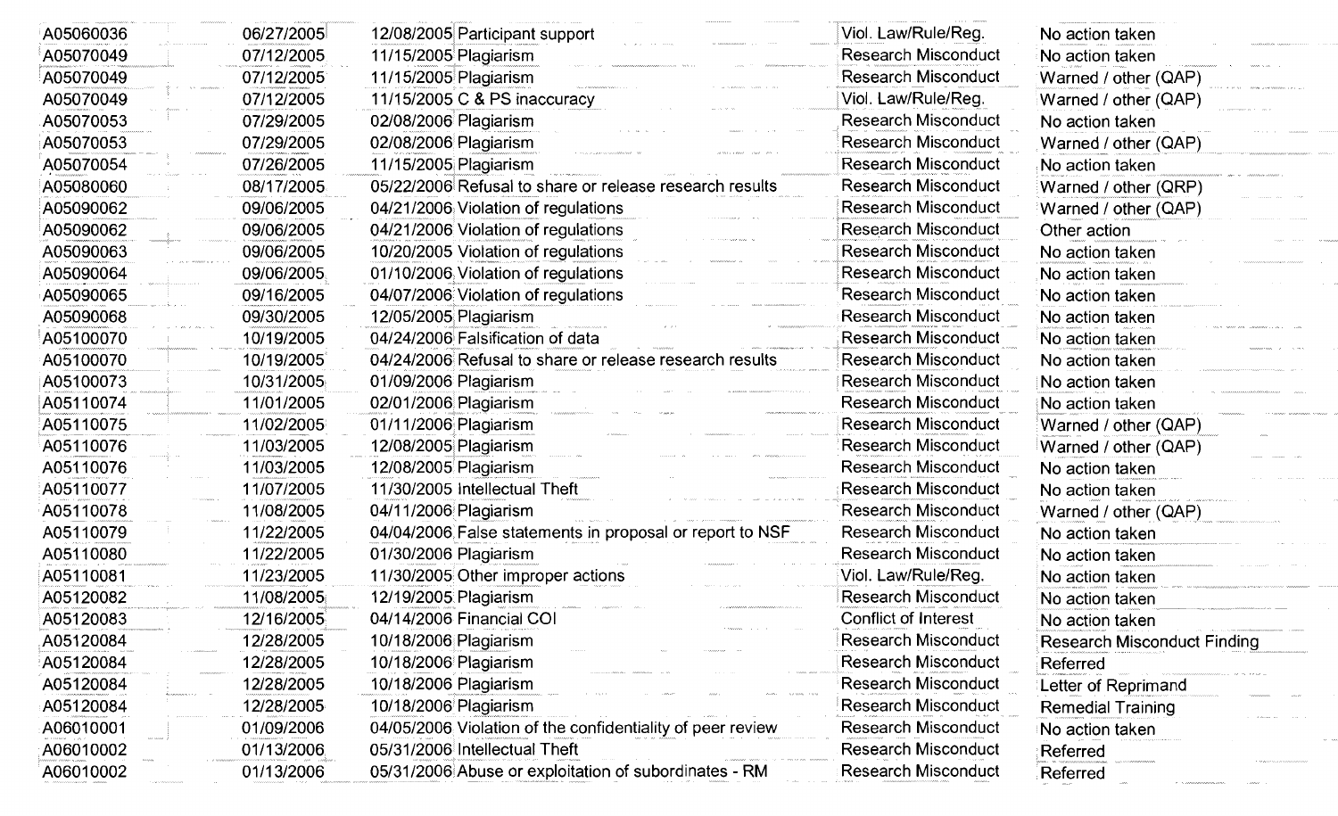| | | | | | |
|---|---|---|---|---|---|
| A05060036 | 06/27/2005 | 12/08/2005 | Participant support | Viol. Law/Rule/Reg. | No action taken |
| A05070049 | 07/12/2005 | 11/15/2005 | Plagiarism | Research Misconduct | No action taken |
| A05070049 | 07/12/2005 | 11/15/2005 | Plagiarism | Research Misconduct | Warned / other (QAP) |
| A05070049 | 07/12/2005 | 11/15/2005 | C & PS inaccuracy | Viol. Law/Rule/Reg. | Warned / other (QAP) |
| A05070053 | 07/29/2005 | 02/08/2006 | Plagiarism | Research Misconduct | No action taken |
| A05070053 | 07/29/2005 | 02/08/2006 | Plagiarism | Research Misconduct | Warned / other (QAP) |
| A05070054 | 07/26/2005 | 11/15/2005 | Plagiarism | Research Misconduct | No action taken |
| A05080060 | 08/17/2005 | 05/22/2006 | Refusal to share or release research results | Research Misconduct | Warned / other (QRP) |
| A05090062 | 09/06/2005 | 04/21/2006 | Violation of regulations | Research Misconduct | Warned / other (QAP) |
| A05090062 | 09/06/2005 | 04/21/2006 | Violation of regulations | Research Misconduct | Other action |
| A05090063 | 09/06/2005 | 10/20/2005 | Violation of regulations | Research Misconduct | No action taken |
| A05090064 | 09/06/2005 | 01/10/2006 | Violation of regulations | Research Misconduct | No action taken |
| A05090065 | 09/16/2005 | 04/07/2006 | Violation of regulations | Research Misconduct | No action taken |
| A05090068 | 09/30/2005 | 12/05/2005 | Plagiarism | Research Misconduct | No action taken |
| A05100070 | 10/19/2005 | 04/24/2006 | Falsification of data | Research Misconduct | No action taken |
| A05100070 | 10/19/2005 | 04/24/2006 | Refusal to share or release research results | Research Misconduct | No action taken |
| A05100073 | 10/31/2005 | 01/09/2006 | Plagiarism | Research Misconduct | No action taken |
| A05110074 | 11/01/2005 | 02/01/2006 | Plagiarism | Research Misconduct | No action taken |
| A05110075 | 11/02/2005 | 01/11/2006 | Plagiarism | Research Misconduct | Warned / other (QAP) |
| A05110076 | 11/03/2005 | 12/08/2005 | Plagiarism | Research Misconduct | Warned / other (QAP) |
| A05110076 | 11/03/2005 | 12/08/2005 | Plagiarism | Research Misconduct | No action taken |
| A05110077 | 11/07/2005 | 11/30/2005 | Intellectual Theft | Research Misconduct | No action taken |
| A05110078 | 11/08/2005 | 04/11/2006 | Plagiarism | Research Misconduct | Warned / other (QAP) |
| A05110079 | 11/22/2005 | 04/04/2006 | False statements in proposal or report to NSF | Research Misconduct | No action taken |
| A05110080 | 11/22/2005 | 01/30/2006 | Plagiarism | Research Misconduct | No action taken |
| A05110081 | 11/23/2005 | 11/30/2005 | Other improper actions | Viol. Law/Rule/Reg. | No action taken |
| A05120082 | 11/08/2005 | 12/19/2005 | Plagiarism | Research Misconduct | No action taken |
| A05120083 | 12/16/2005 | 04/14/2006 | Financial COI | Conflict of Interest | No action taken |
| A05120084 | 12/28/2005 | 10/18/2006 | Plagiarism | Research Misconduct | Research Misconduct Finding |
| A05120084 | 12/28/2005 | 10/18/2006 | Plagiarism | Research Misconduct | Referred |
| A05120084 | 12/28/2005 | 10/18/2006 | Plagiarism | Research Misconduct | Letter of Reprimand |
| A05120084 | 12/28/2005 | 10/18/2006 | Plagiarism | Research Misconduct | Remedial Training |
| A06010001 | 01/09/2006 | 04/05/2006 | Violation of the confidentiality of peer review | Research Misconduct | No action taken |
| A06010002 | 01/13/2006 | 05/31/2006 | Intellectual Theft | Research Misconduct | Referred |
| A06010002 | 01/13/2006 | 05/31/2006 | Abuse or exploitation of subordinates - RM | Research Misconduct | Referred |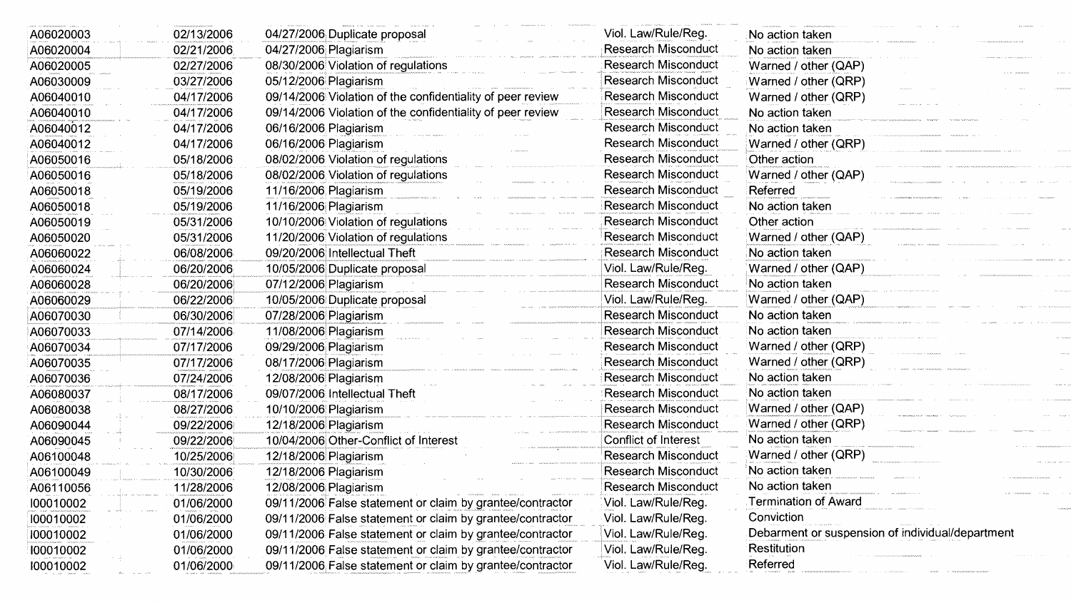| | | | | | |
|---|---|---|---|---|---|
| A06020003 | 02/13/2006 | 04/27/2006 | Duplicate proposal | Viol. Law/Rule/Reg. | No action taken |
| A06020004 | 02/21/2006 | 04/27/2006 | Plagiarism | Research Misconduct | No action taken |
| A06020005 | 02/27/2006 | 08/30/2006 | Violation of regulations | Research Misconduct | Warned / other (QAP) |
| A06030009 | 03/27/2006 | 05/12/2006 | Plagiarism | Research Misconduct | Warned / other (QRP) |
| A06040010 | 04/17/2006 | 09/14/2006 | Violation of the confidentiality of peer review | Research Misconduct | Warned / other (QRP) |
| A06040010 | 04/17/2006 | 09/14/2006 | Violation of the confidentiality of peer review | Research Misconduct | No action taken |
| A06040012 | 04/17/2006 | 06/16/2006 | Plagiarism | Research Misconduct | No action taken |
| A06040012 | 04/17/2006 | 06/16/2006 | Plagiarism | Research Misconduct | Warned / other (QRP) |
| A06050016 | 05/18/2006 | 08/02/2006 | Violation of regulations | Research Misconduct | Other action |
| A06050016 | 05/18/2006 | 08/02/2006 | Violation of regulations | Research Misconduct | Warned / other (QAP) |
| A06050018 | 05/19/2006 | 11/16/2006 | Plagiarism | Research Misconduct | Referred |
| A06050018 | 05/19/2006 | 11/16/2006 | Plagiarism | Research Misconduct | No action taken |
| A06050019 | 05/31/2006 | 10/10/2006 | Violation of regulations | Research Misconduct | Other action |
| A06050020 | 05/31/2006 | 11/20/2006 | Violation of regulations | Research Misconduct | Warned / other (QAP) |
| A06060022 | 06/08/2006 | 09/20/2006 | Intellectual Theft | Research Misconduct | No action taken |
| A06060024 | 06/20/2006 | 10/05/2006 | Duplicate proposal | Viol. Law/Rule/Reg. | Warned / other (QAP) |
| A06060028 | 06/20/2006 | 07/12/2006 | Plagiarism | Research Misconduct | No action taken |
| A06060029 | 06/22/2006 | 10/05/2006 | Duplicate proposal | Viol. Law/Rule/Reg. | Warned / other (QAP) |
| A06070030 | 06/30/2006 | 07/28/2006 | Plagiarism | Research Misconduct | No action taken |
| A06070033 | 07/14/2006 | 11/08/2006 | Plagiarism | Research Misconduct | No action taken |
| A06070034 | 07/17/2006 | 09/29/2006 | Plagiarism | Research Misconduct | Warned / other (QRP) |
| A06070035 | 07/17/2006 | 08/17/2006 | Plagiarism | Research Misconduct | Warned / other (QRP) |
| A06070036 | 07/24/2006 | 12/08/2006 | Plagiarism | Research Misconduct | No action taken |
| A06080037 | 08/17/2006 | 09/07/2006 | Intellectual Theft | Research Misconduct | No action taken |
| A06080038 | 08/27/2006 | 10/10/2006 | Plagiarism | Research Misconduct | Warned / other (QAP) |
| A06090044 | 09/22/2006 | 12/18/2006 | Plagiarism | Research Misconduct | Warned / other (QRP) |
| A06090045 | 09/22/2006 | 10/04/2006 | Other-Conflict of Interest | Conflict of Interest | No action taken |
| A06100048 | 10/25/2006 | 12/18/2006 | Plagiarism | Research Misconduct | Warned / other (QRP) |
| A06100049 | 10/30/2006 | 12/18/2006 | Plagiarism | Research Misconduct | No action taken |
| A06110056 | 11/28/2006 | 12/08/2006 | Plagiarism | Research Misconduct | No action taken |
| I00010002 | 01/06/2000 | 09/11/2006 | False statement or claim by grantee/contractor | Viol. Law/Rule/Reg. | Termination of Award |
| I00010002 | 01/06/2000 | 09/11/2006 | False statement or claim by grantee/contractor | Viol. Law/Rule/Reg. | Conviction |
| I00010002 | 01/06/2000 | 09/11/2006 | False statement or claim by grantee/contractor | Viol. Law/Rule/Reg. | Debarment or suspension of individual/department |
| I00010002 | 01/06/2000 | 09/11/2006 | False statement or claim by grantee/contractor | Viol. Law/Rule/Reg. | Restitution |
| I00010002 | 01/06/2000 | 09/11/2006 | False statement or claim by grantee/contractor | Viol. Law/Rule/Reg. | Referred |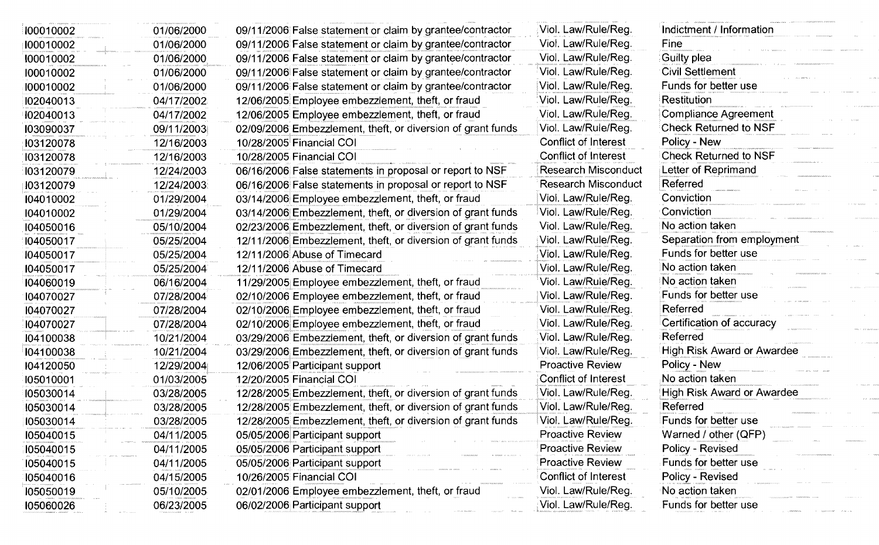| | | | | | |
|---|---|---|---|---|---|
| I00010002 | 01/06/2000 | 09/11/2006 | False statement or claim by grantee/contractor | Viol. Law/Rule/Reg. | Indictment / Information |
| I00010002 | 01/06/2000 | 09/11/2006 | False statement or claim by grantee/contractor | Viol. Law/Rule/Reg. | Fine |
| I00010002 | 01/06/2000 | 09/11/2006 | False statement or claim by grantee/contractor | Viol. Law/Rule/Reg. | Guilty plea |
| I00010002 | 01/06/2000 | 09/11/2006 | False statement or claim by grantee/contractor | Viol. Law/Rule/Reg. | Civil Settlement |
| I00010002 | 01/06/2000 | 09/11/2006 | False statement or claim by grantee/contractor | Viol. Law/Rule/Reg. | Funds for better use |
| I02040013 | 04/17/2002 | 12/06/2005 | Employee embezzlement, theft, or fraud | Viol. Law/Rule/Reg. | Restitution |
| I02040013 | 04/17/2002 | 12/06/2005 | Employee embezzlement, theft, or fraud | Viol. Law/Rule/Reg. | Compliance Agreement |
| I03090037 | 09/11/2003 | 02/09/2006 | Embezzlement, theft, or diversion of grant funds | Viol. Law/Rule/Reg. | Check Returned to NSF |
| I03120078 | 12/16/2003 | 10/28/2005 | Financial COI | Conflict of Interest | Policy - New |
| I03120078 | 12/16/2003 | 10/28/2005 | Financial COI | Conflict of Interest | Check Returned to NSF |
| I03120079 | 12/24/2003 | 06/16/2006 | False statements in proposal or report to NSF | Research Misconduct | Letter of Reprimand |
| I03120079 | 12/24/2003 | 06/16/2006 | False statements in proposal or report to NSF | Research Misconduct | Referred |
| I04010002 | 01/29/2004 | 03/14/2006 | Employee embezzlement, theft, or fraud | Viol. Law/Rule/Reg. | Conviction |
| I04010002 | 01/29/2004 | 03/14/2006 | Embezzlement, theft, or diversion of grant funds | Viol. Law/Rule/Reg. | Conviction |
| I04050016 | 05/10/2004 | 02/23/2006 | Embezzlement, theft, or diversion of grant funds | Viol. Law/Rule/Reg. | No action taken |
| I04050017 | 05/25/2004 | 12/11/2006 | Embezzlement, theft, or diversion of grant funds | Viol. Law/Rule/Reg. | Separation from employment |
| I04050017 | 05/25/2004 | 12/11/2006 | Abuse of Timecard | Viol. Law/Rule/Reg. | Funds for better use |
| I04050017 | 05/25/2004 | 12/11/2006 | Abuse of Timecard | Viol. Law/Rule/Reg. | No action taken |
| I04060019 | 06/16/2004 | 11/29/2005 | Employee embezzlement, theft, or fraud | Viol. Law/Rule/Reg. | No action taken |
| I04070027 | 07/28/2004 | 02/10/2006 | Employee embezzlement, theft, or fraud | Viol. Law/Rule/Reg. | Funds for better use |
| I04070027 | 07/28/2004 | 02/10/2006 | Employee embezzlement, theft, or fraud | Viol. Law/Rule/Reg. | Referred |
| I04070027 | 07/28/2004 | 02/10/2006 | Employee embezzlement, theft, or fraud | Viol. Law/Rule/Reg. | Certification of accuracy |
| I04100038 | 10/21/2004 | 03/29/2006 | Embezzlement, theft, or diversion of grant funds | Viol. Law/Rule/Reg. | Referred |
| I04100038 | 10/21/2004 | 03/29/2006 | Embezzlement, theft, or diversion of grant funds | Viol. Law/Rule/Reg. | High Risk Award or Awardee |
| I04120050 | 12/29/2004 | 12/06/2005 | Participant support | Proactive Review | Policy - New |
| I05010001 | 01/03/2005 | 12/20/2005 | Financial COI | Conflict of Interest | No action taken |
| I05030014 | 03/28/2005 | 12/28/2005 | Embezzlement, theft, or diversion of grant funds | Viol. Law/Rule/Reg. | High Risk Award or Awardee |
| I05030014 | 03/28/2005 | 12/28/2005 | Embezzlement, theft, or diversion of grant funds | Viol. Law/Rule/Reg. | Referred |
| I05030014 | 03/28/2005 | 12/28/2005 | Embezzlement, theft, or diversion of grant funds | Viol. Law/Rule/Reg. | Funds for better use |
| I05040015 | 04/11/2005 | 05/05/2006 | Participant support | Proactive Review | Warned / other (QFP) |
| I05040015 | 04/11/2005 | 05/05/2006 | Participant support | Proactive Review | Policy - Revised |
| I05040015 | 04/11/2005 | 05/05/2006 | Participant support | Proactive Review | Funds for better use |
| I05040016 | 04/15/2005 | 10/26/2005 | Financial COI | Conflict of Interest | Policy - Revised |
| I05050019 | 05/10/2005 | 02/01/2006 | Employee embezzlement, theft, or fraud | Viol. Law/Rule/Reg. | No action taken |
| I05060026 | 06/23/2005 | 06/02/2006 | Participant support | Viol. Law/Rule/Reg. | Funds for better use |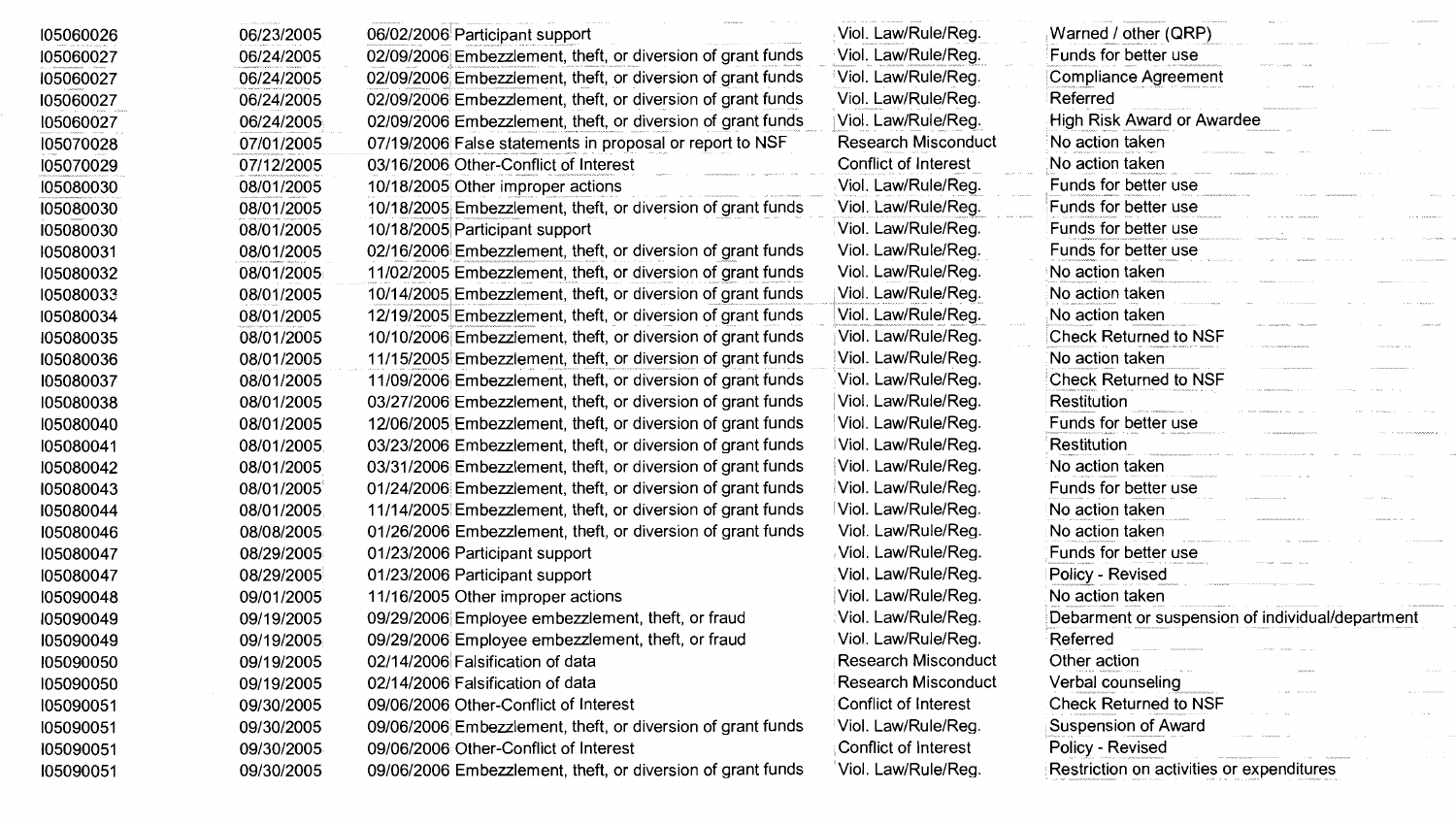| | | | | | |
|---|---|---|---|---|---|
| I05060026 | 06/23/2005 | 06/02/2006 | Participant support | Viol. Law/Rule/Reg. | Warned / other (QRP) |
| I05060027 | 06/24/2005 | 02/09/2006 | Embezzlement, theft, or diversion of grant funds | Viol. Law/Rule/Reg. | Funds for better use |
| I05060027 | 06/24/2005 | 02/09/2006 | Embezzlement, theft, or diversion of grant funds | Viol. Law/Rule/Reg. | Compliance Agreement |
| I05060027 | 06/24/2005 | 02/09/2006 | Embezzlement, theft, or diversion of grant funds | Viol. Law/Rule/Reg. | Referred |
| I05060027 | 06/24/2005 | 02/09/2006 | Embezzlement, theft, or diversion of grant funds | Viol. Law/Rule/Reg. | High Risk Award or Awardee |
| I05070028 | 07/01/2005 | 07/19/2006 | False statements in proposal or report to NSF | Research Misconduct | No action taken |
| I05070029 | 07/12/2005 | 03/16/2006 | Other-Conflict of Interest | Conflict of Interest | No action taken |
| I05080030 | 08/01/2005 | 10/18/2005 | Other improper actions | Viol. Law/Rule/Reg. | Funds for better use |
| I05080030 | 08/01/2005 | 10/18/2005 | Embezzlement, theft, or diversion of grant funds | Viol. Law/Rule/Reg. | Funds for better use |
| I05080030 | 08/01/2005 | 10/18/2005 | Participant support | Viol. Law/Rule/Reg. | Funds for better use |
| I05080031 | 08/01/2005 | 02/16/2006 | Embezzlement, theft, or diversion of grant funds | Viol. Law/Rule/Reg. | Funds for better use |
| I05080032 | 08/01/2005 | 11/02/2005 | Embezzlement, theft, or diversion of grant funds | Viol. Law/Rule/Reg. | No action taken |
| I05080033 | 08/01/2005 | 10/14/2005 | Embezzlement, theft, or diversion of grant funds | Viol. Law/Rule/Reg. | No action taken |
| I05080034 | 08/01/2005 | 12/19/2005 | Embezzlement, theft, or diversion of grant funds | Viol. Law/Rule/Reg. | No action taken |
| I05080035 | 08/01/2005 | 10/10/2006 | Embezzlement, theft, or diversion of grant funds | Viol. Law/Rule/Reg. | Check Returned to NSF |
| I05080036 | 08/01/2005 | 11/15/2005 | Embezzlement, theft, or diversion of grant funds | Viol. Law/Rule/Reg. | No action taken |
| I05080037 | 08/01/2005 | 11/09/2006 | Embezzlement, theft, or diversion of grant funds | Viol. Law/Rule/Reg. | Check Returned to NSF |
| I05080038 | 08/01/2005 | 03/27/2006 | Embezzlement, theft, or diversion of grant funds | Viol. Law/Rule/Reg. | Restitution |
| I05080040 | 08/01/2005 | 12/06/2005 | Embezzlement, theft, or diversion of grant funds | Viol. Law/Rule/Reg. | Funds for better use |
| I05080041 | 08/01/2005 | 03/23/2006 | Embezzlement, theft, or diversion of grant funds | Viol. Law/Rule/Reg. | Restitution |
| I05080042 | 08/01/2005 | 03/31/2006 | Embezzlement, theft, or diversion of grant funds | Viol. Law/Rule/Reg. | No action taken |
| I05080043 | 08/01/2005 | 01/24/2006 | Embezzlement, theft, or diversion of grant funds | Viol. Law/Rule/Reg. | Funds for better use |
| I05080044 | 08/01/2005 | 11/14/2005 | Embezzlement, theft, or diversion of grant funds | Viol. Law/Rule/Reg. | No action taken |
| I05080046 | 08/08/2005 | 01/26/2006 | Embezzlement, theft, or diversion of grant funds | Viol. Law/Rule/Reg. | No action taken |
| I05080047 | 08/29/2005 | 01/23/2006 | Participant support | Viol. Law/Rule/Reg. | Funds for better use |
| I05080047 | 08/29/2005 | 01/23/2006 | Participant support | Viol. Law/Rule/Reg. | Policy - Revised |
| I05090048 | 09/01/2005 | 11/16/2005 | Other improper actions | Viol. Law/Rule/Reg. | No action taken |
| I05090049 | 09/19/2005 | 09/29/2006 | Employee embezzlement, theft, or fraud | Viol. Law/Rule/Reg. | Debarment or suspension of individual/department |
| I05090049 | 09/19/2005 | 09/29/2006 | Employee embezzlement, theft, or fraud | Viol. Law/Rule/Reg. | Referred |
| I05090050 | 09/19/2005 | 02/14/2006 | Falsification of data | Research Misconduct | Other action |
| I05090050 | 09/19/2005 | 02/14/2006 | Falsification of data | Research Misconduct | Verbal counseling |
| I05090051 | 09/30/2005 | 09/06/2006 | Other-Conflict of Interest | Conflict of Interest | Check Returned to NSF |
| I05090051 | 09/30/2005 | 09/06/2006 | Embezzlement, theft, or diversion of grant funds | Viol. Law/Rule/Reg. | Suspension of Award |
| I05090051 | 09/30/2005 | 09/06/2006 | Other-Conflict of Interest | Conflict of Interest | Policy - Revised |
| I05090051 | 09/30/2005 | 09/06/2006 | Embezzlement, theft, or diversion of grant funds | Viol. Law/Rule/Reg. | Restriction on activities or expenditures |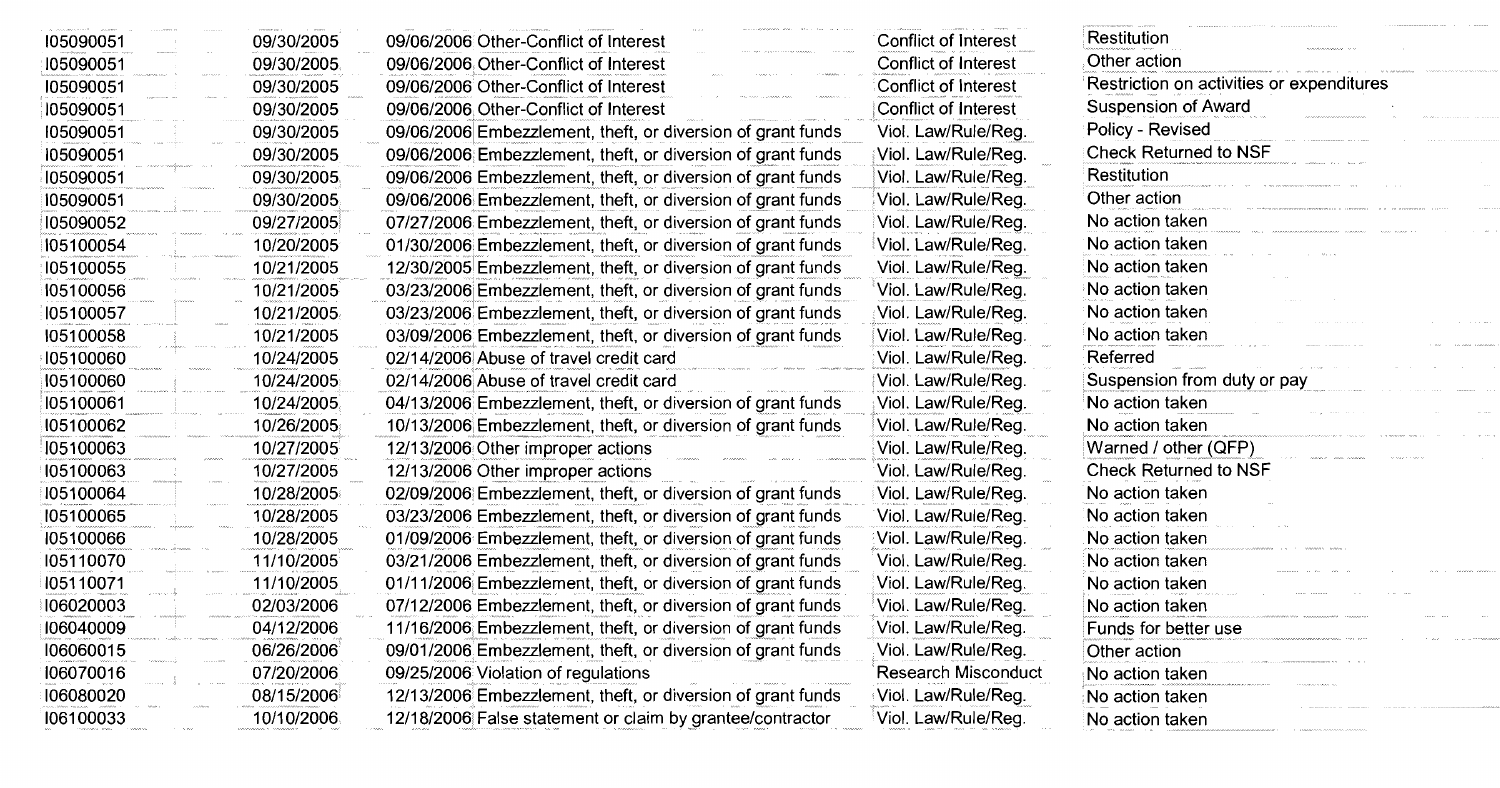| | | | | | |
|---|---|---|---|---|---|
| I05090051 | 09/30/2005 | 09/06/2006 | Other-Conflict of Interest | Conflict of Interest | Restitution |
| I05090051 | 09/30/2005 | 09/06/2006 | Other-Conflict of Interest | Conflict of Interest | Other action |
| I05090051 | 09/30/2005 | 09/06/2006 | Other-Conflict of Interest | Conflict of Interest | Restriction on activities or expenditures |
| I05090051 | 09/30/2005 | 09/06/2006 | Other-Conflict of Interest | Conflict of Interest | Suspension of Award |
| I05090051 | 09/30/2005 | 09/06/2006 | Embezzlement, theft, or diversion of grant funds | Viol. Law/Rule/Reg. | Policy - Revised |
| I05090051 | 09/30/2005 | 09/06/2006 | Embezzlement, theft, or diversion of grant funds | Viol. Law/Rule/Reg. | Check Returned to NSF |
| I05090051 | 09/30/2005 | 09/06/2006 | Embezzlement, theft, or diversion of grant funds | Viol. Law/Rule/Reg. | Restitution |
| I05090051 | 09/30/2005 | 09/06/2006 | Embezzlement, theft, or diversion of grant funds | Viol. Law/Rule/Reg. | Other action |
| I05090052 | 09/27/2005 | 07/27/2006 | Embezzlement, theft, or diversion of grant funds | Viol. Law/Rule/Reg. | No action taken |
| I05100054 | 10/20/2005 | 01/30/2006 | Embezzlement, theft, or diversion of grant funds | Viol. Law/Rule/Reg. | No action taken |
| I05100055 | 10/21/2005 | 12/30/2005 | Embezzlement, theft, or diversion of grant funds | Viol. Law/Rule/Reg. | No action taken |
| I05100056 | 10/21/2005 | 03/23/2006 | Embezzlement, theft, or diversion of grant funds | Viol. Law/Rule/Reg. | No action taken |
| I05100057 | 10/21/2005 | 03/23/2006 | Embezzlement, theft, or diversion of grant funds | Viol. Law/Rule/Reg. | No action taken |
| I05100058 | 10/21/2005 | 03/09/2006 | Embezzlement, theft, or diversion of grant funds | Viol. Law/Rule/Reg. | No action taken |
| I05100060 | 10/24/2005 | 02/14/2006 | Abuse of travel credit card | Viol. Law/Rule/Reg. | Referred |
| I05100060 | 10/24/2005 | 02/14/2006 | Abuse of travel credit card | Viol. Law/Rule/Reg. | Suspension from duty or pay |
| I05100061 | 10/24/2005 | 04/13/2006 | Embezzlement, theft, or diversion of grant funds | Viol. Law/Rule/Reg. | No action taken |
| I05100062 | 10/26/2005 | 10/13/2006 | Embezzlement, theft, or diversion of grant funds | Viol. Law/Rule/Reg. | No action taken |
| I05100063 | 10/27/2005 | 12/13/2006 | Other improper actions | Viol. Law/Rule/Reg. | Warned / other (QFP) |
| I05100063 | 10/27/2005 | 12/13/2006 | Other improper actions | Viol. Law/Rule/Reg. | Check Returned to NSF |
| I05100064 | 10/28/2005 | 02/09/2006 | Embezzlement, theft, or diversion of grant funds | Viol. Law/Rule/Reg. | No action taken |
| I05100065 | 10/28/2005 | 03/23/2006 | Embezzlement, theft, or diversion of grant funds | Viol. Law/Rule/Reg. | No action taken |
| I05100066 | 10/28/2005 | 01/09/2006 | Embezzlement, theft, or diversion of grant funds | Viol. Law/Rule/Reg. | No action taken |
| I05110070 | 11/10/2005 | 03/21/2006 | Embezzlement, theft, or diversion of grant funds | Viol. Law/Rule/Reg. | No action taken |
| I05110071 | 11/10/2005 | 01/11/2006 | Embezzlement, theft, or diversion of grant funds | Viol. Law/Rule/Reg. | No action taken |
| I06020003 | 02/03/2006 | 07/12/2006 | Embezzlement, theft, or diversion of grant funds | Viol. Law/Rule/Reg. | No action taken |
| I06040009 | 04/12/2006 | 11/16/2006 | Embezzlement, theft, or diversion of grant funds | Viol. Law/Rule/Reg. | Funds for better use |
| I06060015 | 06/26/2006 | 09/01/2006 | Embezzlement, theft, or diversion of grant funds | Viol. Law/Rule/Reg. | Other action |
| I06070016 | 07/20/2006 | 09/25/2006 | Violation of regulations | Research Misconduct | No action taken |
| I06080020 | 08/15/2006 | 12/13/2006 | Embezzlement, theft, or diversion of grant funds | Viol. Law/Rule/Reg. | No action taken |
| I06100033 | 10/10/2006 | 12/18/2006 | False statement or claim by grantee/contractor | Viol. Law/Rule/Reg. | No action taken |